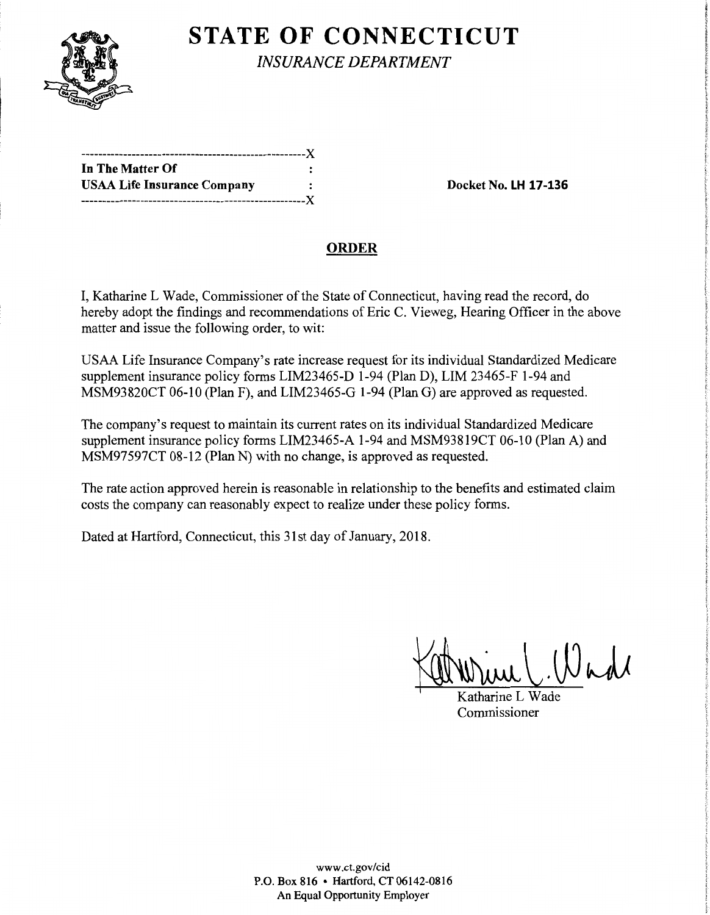# STATE OF CONNECTICUT

*INSURANCE DEPARTMENT*

---------------------------------------------------X
**In The Matter Of** :
**USAA Life Insurance Company** :
---------------------------------------------------X

**Docket No. LH 17-136**

## ORDER

I, Katharine L Wade, Commissioner of the State of Connecticut, having read the record, do hereby adopt the findings and recommendations of Eric C. Vieweg, Hearing Officer in the above matter and issue the following order, to wit:

USAA Life Insurance Company's rate increase request for its individual Standardized Medicare supplement insurance policy forms LIM23465-D 1-94 (Plan D), LIM 23465-F 1-94 and MSM93820CT 06-10 (Plan F), and LIM23465-G 1-94 (Plan G) are approved as requested.

The company's request to maintain its current rates on its individual Standardized Medicare supplement insurance policy forms LIM23465-A 1-94 and MSM93819CT 06-10 (Plan A) and MSM97597CT 08-12 (Plan N) with no change, is approved as requested.

The rate action approved herein is reasonable in relationship to the benefits and estimated claim costs the company can reasonably expect to realize under these policy forms.

Dated at Hartford, Connecticut, this 31st day of January, 2018.

Katharine L Wade
Commissioner

www.ct.gov/cid
P.O. Box 816 • Hartford, CT 06142-0816
An Equal Opportunity Employer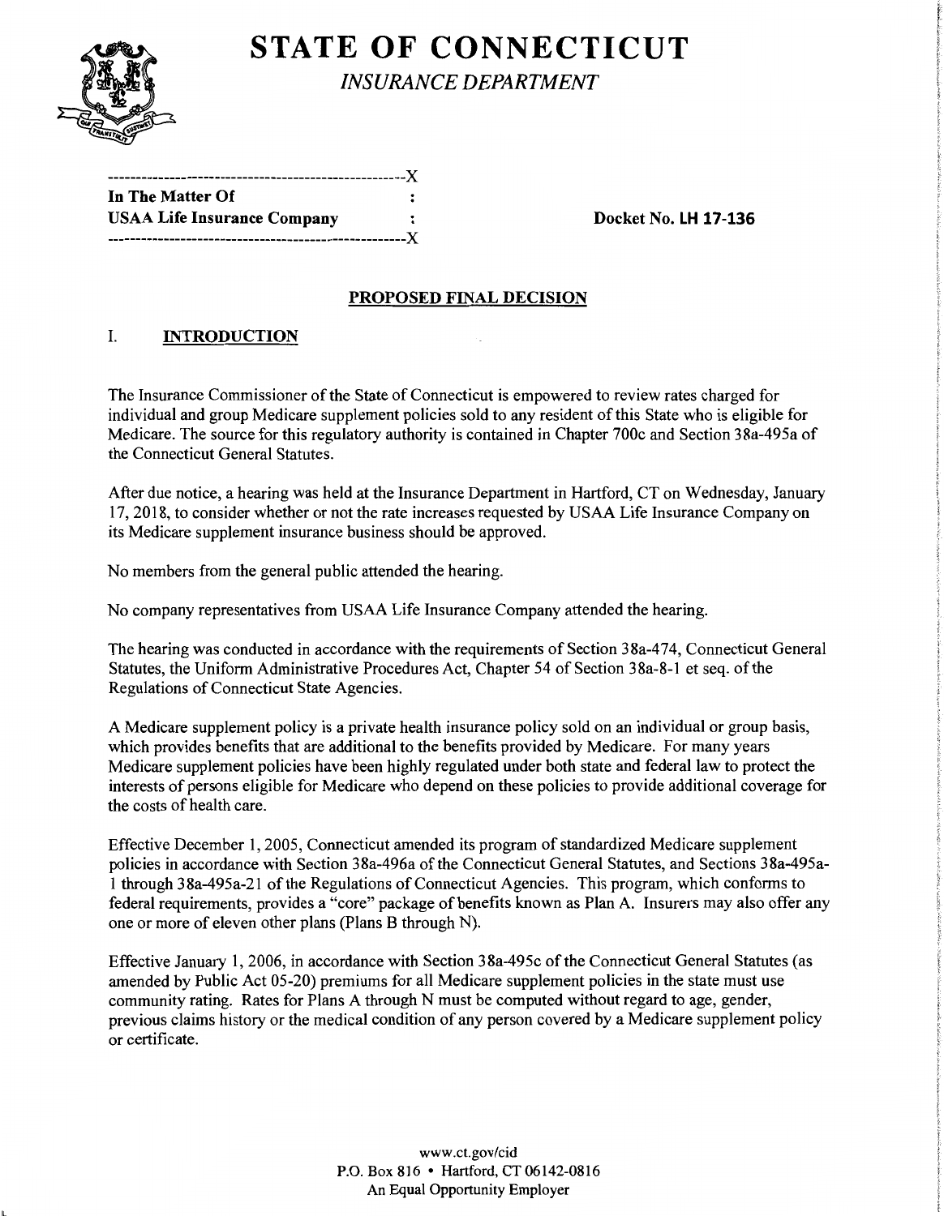# STATE OF CONNECTICUT

*INSURANCE DEPARTMENT*

```
------------------------------------------------------X
In The Matter Of                                      :
USAA Life Insurance Company                           :
------------------------------------------------------X
```

**Docket No. LH 17-136**

## PROPOSED FINAL DECISION

### I. INTRODUCTION

The Insurance Commissioner of the State of Connecticut is empowered to review rates charged for individual and group Medicare supplement policies sold to any resident of this State who is eligible for Medicare. The source for this regulatory authority is contained in Chapter 700c and Section 38a-495a of the Connecticut General Statutes.

After due notice, a hearing was held at the Insurance Department in Hartford, CT on Wednesday, January 17, 2018, to consider whether or not the rate increases requested by USAA Life Insurance Company on its Medicare supplement insurance business should be approved.

No members from the general public attended the hearing.

No company representatives from USAA Life Insurance Company attended the hearing.

The hearing was conducted in accordance with the requirements of Section 38a-474, Connecticut General Statutes, the Uniform Administrative Procedures Act, Chapter 54 of Section 38a-8-1 et seq. of the Regulations of Connecticut State Agencies.

A Medicare supplement policy is a private health insurance policy sold on an individual or group basis, which provides benefits that are additional to the benefits provided by Medicare. For many years Medicare supplement policies have been highly regulated under both state and federal law to protect the interests of persons eligible for Medicare who depend on these policies to provide additional coverage for the costs of health care.

Effective December 1, 2005, Connecticut amended its program of standardized Medicare supplement policies in accordance with Section 38a-496a of the Connecticut General Statutes, and Sections 38a-495a-1 through 38a-495a-21 of the Regulations of Connecticut Agencies. This program, which conforms to federal requirements, provides a "core" package of benefits known as Plan A. Insurers may also offer any one or more of eleven other plans (Plans B through N).

Effective January 1, 2006, in accordance with Section 38a-495c of the Connecticut General Statutes (as amended by Public Act 05-20) premiums for all Medicare supplement policies in the state must use community rating. Rates for Plans A through N must be computed without regard to age, gender, previous claims history or the medical condition of any person covered by a Medicare supplement policy or certificate.

www.ct.gov/cid
P.O. Box 816 • Hartford, CT 06142-0816
An Equal Opportunity Employer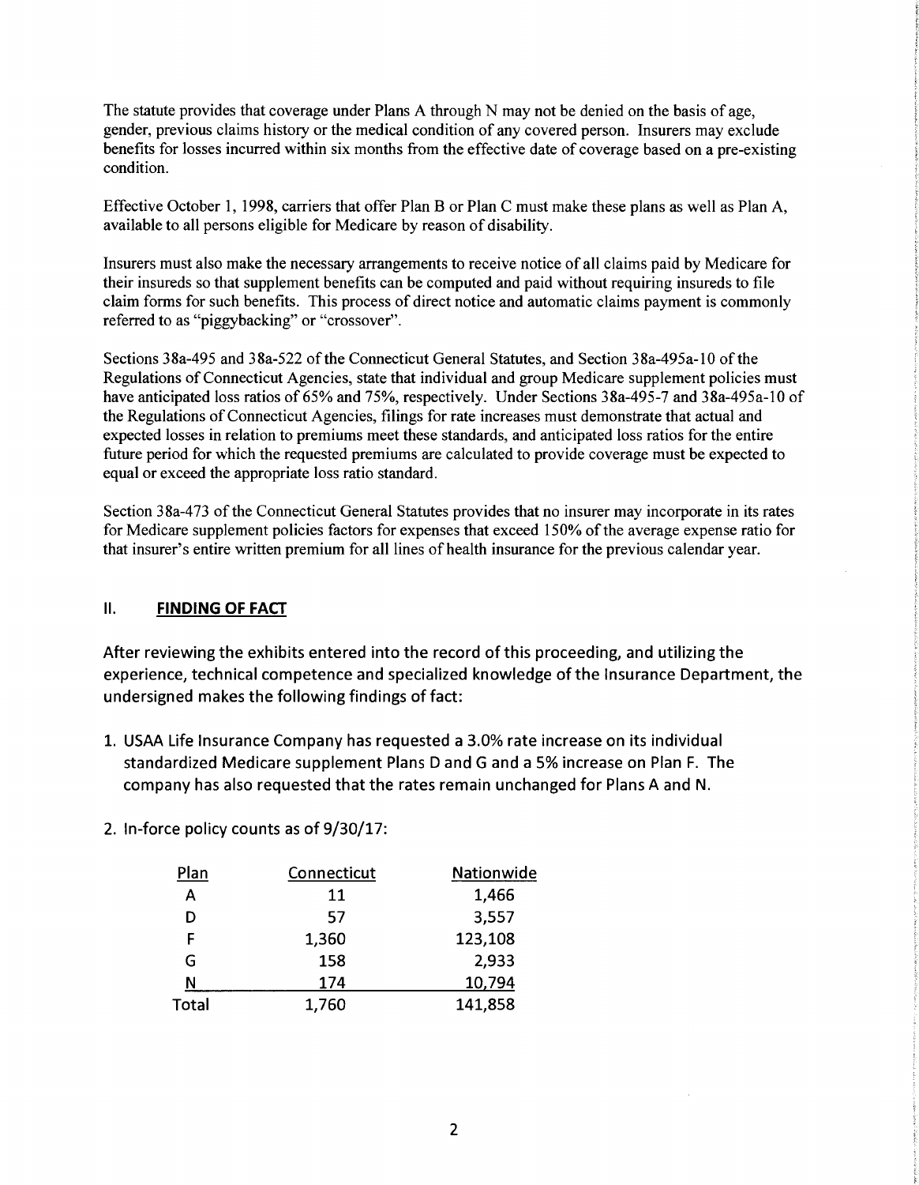The statute provides that coverage under Plans A through N may not be denied on the basis of age, gender, previous claims history or the medical condition of any covered person. Insurers may exclude benefits for losses incurred within six months from the effective date of coverage based on a pre-existing condition.

Effective October 1, 1998, carriers that offer Plan B or Plan C must make these plans as well as Plan A, available to all persons eligible for Medicare by reason of disability.

Insurers must also make the necessary arrangements to receive notice of all claims paid by Medicare for their insureds so that supplement benefits can be computed and paid without requiring insureds to file claim forms for such benefits. This process of direct notice and automatic claims payment is commonly referred to as "piggybacking" or "crossover".

Sections 38a-495 and 38a-522 of the Connecticut General Statutes, and Section 38a-495a-10 of the Regulations of Connecticut Agencies, state that individual and group Medicare supplement policies must have anticipated loss ratios of 65% and 75%, respectively. Under Sections 38a-495-7 and 38a-495a-10 of the Regulations of Connecticut Agencies, filings for rate increases must demonstrate that actual and expected losses in relation to premiums meet these standards, and anticipated loss ratios for the entire future period for which the requested premiums are calculated to provide coverage must be expected to equal or exceed the appropriate loss ratio standard.

Section 38a-473 of the Connecticut General Statutes provides that no insurer may incorporate in its rates for Medicare supplement policies factors for expenses that exceed 150% of the average expense ratio for that insurer's entire written premium for all lines of health insurance for the previous calendar year.

## II. FINDING OF FACT

After reviewing the exhibits entered into the record of this proceeding, and utilizing the experience, technical competence and specialized knowledge of the Insurance Department, the undersigned makes the following findings of fact:

1. USAA Life Insurance Company has requested a 3.0% rate increase on its individual standardized Medicare supplement Plans D and G and a 5% increase on Plan F. The company has also requested that the rates remain unchanged for Plans A and N.

2. In-force policy counts as of 9/30/17:

| Plan | Connecticut | Nationwide |
|---|---|---|
| A | 11 | 1,466 |
| D | 57 | 3,557 |
| F | 1,360 | 123,108 |
| G | 158 | 2,933 |
| N | 174 | 10,794 |
| Total | 1,760 | 141,858 |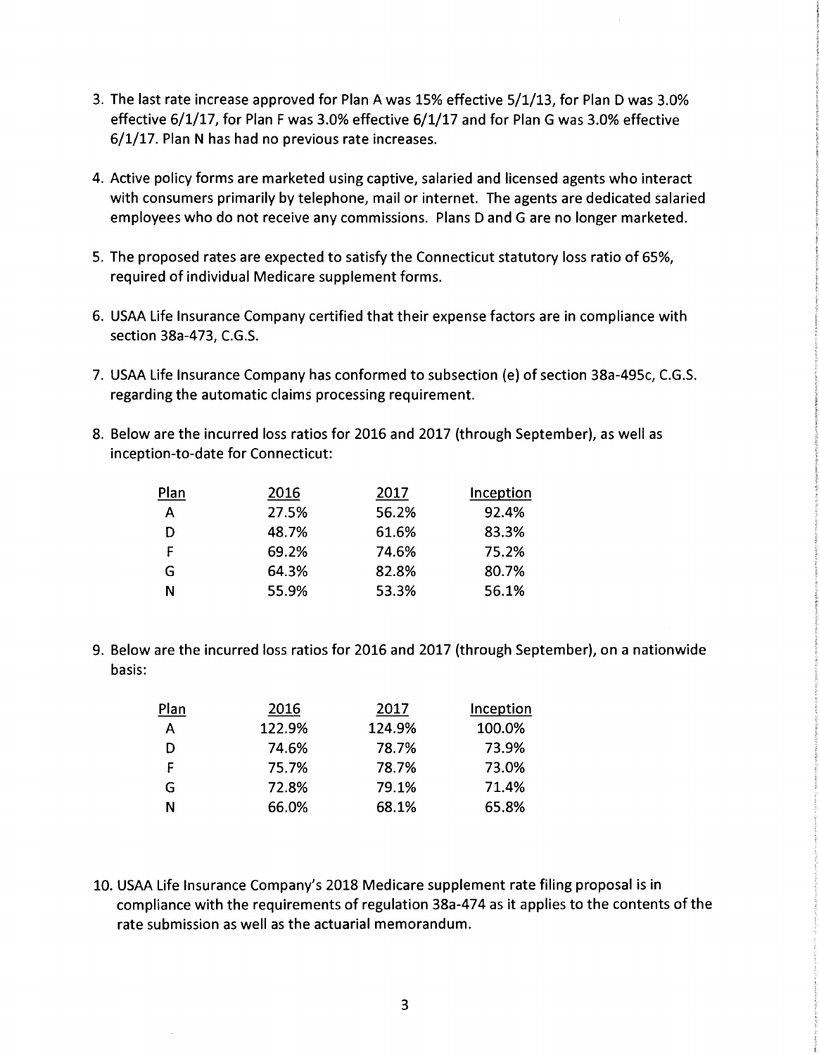3. The last rate increase approved for Plan A was 15% effective 5/1/13, for Plan D was 3.0% effective 6/1/17, for Plan F was 3.0% effective 6/1/17 and for Plan G was 3.0% effective 6/1/17. Plan N has had no previous rate increases.

4. Active policy forms are marketed using captive, salaried and licensed agents who interact with consumers primarily by telephone, mail or internet. The agents are dedicated salaried employees who do not receive any commissions. Plans D and G are no longer marketed.

5. The proposed rates are expected to satisfy the Connecticut statutory loss ratio of 65%, required of individual Medicare supplement forms.

6. USAA Life Insurance Company certified that their expense factors are in compliance with section 38a-473, C.G.S.

7. USAA Life Insurance Company has conformed to subsection (e) of section 38a-495c, C.G.S. regarding the automatic claims processing requirement.

8. Below are the incurred loss ratios for 2016 and 2017 (through September), as well as inception-to-date for Connecticut:

| Plan | 2016 | 2017 | Inception |
|---|---|---|---|
| A | 27.5% | 56.2% | 92.4% |
| D | 48.7% | 61.6% | 83.3% |
| F | 69.2% | 74.6% | 75.2% |
| G | 64.3% | 82.8% | 80.7% |
| N | 55.9% | 53.3% | 56.1% |

9. Below are the incurred loss ratios for 2016 and 2017 (through September), on a nationwide basis:

| Plan | 2016 | 2017 | Inception |
|---|---|---|---|
| A | 122.9% | 124.9% | 100.0% |
| D | 74.6% | 78.7% | 73.9% |
| F | 75.7% | 78.7% | 73.0% |
| G | 72.8% | 79.1% | 71.4% |
| N | 66.0% | 68.1% | 65.8% |

10. USAA Life Insurance Company's 2018 Medicare supplement rate filing proposal is in compliance with the requirements of regulation 38a-474 as it applies to the contents of the rate submission as well as the actuarial memorandum.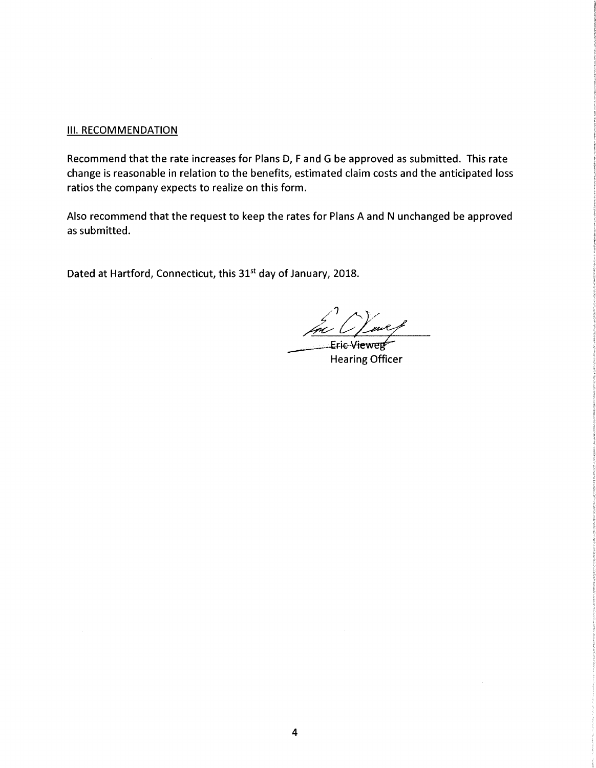## III. RECOMMENDATION

Recommend that the rate increases for Plans D, F and G be approved as submitted. This rate change is reasonable in relation to the benefits, estimated claim costs and the anticipated loss ratios the company expects to realize on this form.

Also recommend that the request to keep the rates for Plans A and N unchanged be approved as submitted.

Dated at Hartford, Connecticut, this 31st day of January, 2018.

Eric Vieweg
Hearing Officer